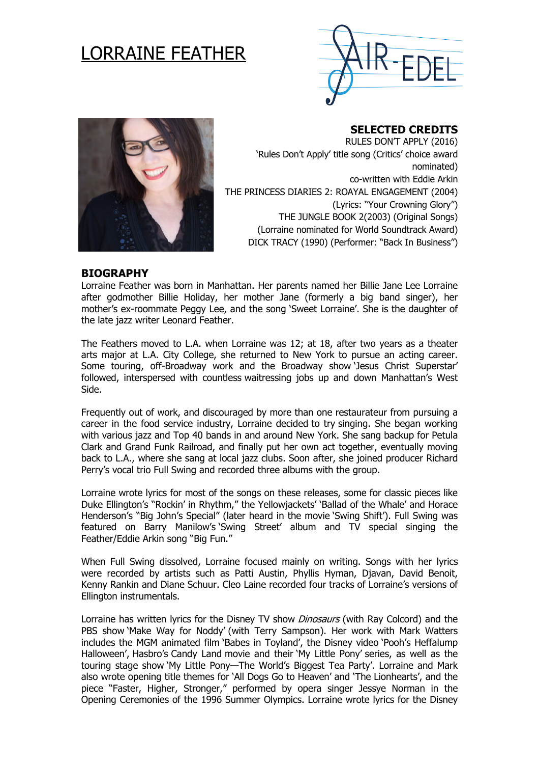# LORRAINE FEATHER

AIR-EDEL

## SELECTED CREDITS

RULES DON'T APPLY (2016)
'Rules Don't Apply' title song (Critics' choice award nominated)
co-written with Eddie Arkin
THE PRINCESS DIARIES 2: ROAYAL ENGAGEMENT (2004)
(Lyrics: "Your Crowning Glory")
THE JUNGLE BOOK 2(2003) (Original Songs)
(Lorraine nominated for World Soundtrack Award)
DICK TRACY (1990) (Performer: "Back In Business")

## BIOGRAPHY

Lorraine Feather was born in Manhattan. Her parents named her Billie Jane Lee Lorraine after godmother Billie Holiday, her mother Jane (formerly a big band singer), her mother's ex-roommate Peggy Lee, and the song 'Sweet Lorraine'. She is the daughter of the late jazz writer Leonard Feather.

The Feathers moved to L.A. when Lorraine was 12; at 18, after two years as a theater arts major at L.A. City College, she returned to New York to pursue an acting career. Some touring, off-Broadway work and the Broadway show 'Jesus Christ Superstar' followed, interspersed with countless waitressing jobs up and down Manhattan's West Side.

Frequently out of work, and discouraged by more than one restaurateur from pursuing a career in the food service industry, Lorraine decided to try singing. She began working with various jazz and Top 40 bands in and around New York. She sang backup for Petula Clark and Grand Funk Railroad, and finally put her own act together, eventually moving back to L.A., where she sang at local jazz clubs. Soon after, she joined producer Richard Perry's vocal trio Full Swing and recorded three albums with the group.

Lorraine wrote lyrics for most of the songs on these releases, some for classic pieces like Duke Ellington's "Rockin' in Rhythm," the Yellowjackets' 'Ballad of the Whale' and Horace Henderson's "Big John's Special" (later heard in the movie 'Swing Shift'). Full Swing was featured on Barry Manilow's 'Swing Street' album and TV special singing the Feather/Eddie Arkin song "Big Fun."

When Full Swing dissolved, Lorraine focused mainly on writing. Songs with her lyrics were recorded by artists such as Patti Austin, Phyllis Hyman, Djavan, David Benoit, Kenny Rankin and Diane Schuur. Cleo Laine recorded four tracks of Lorraine's versions of Ellington instrumentals.

Lorraine has written lyrics for the Disney TV show *Dinosaurs* (with Ray Colcord) and the PBS show 'Make Way for Noddy' (with Terry Sampson). Her work with Mark Watters includes the MGM animated film 'Babes in Toyland', the Disney video 'Pooh's Heffalump Halloween', Hasbro's Candy Land movie and their 'My Little Pony' series, as well as the touring stage show 'My Little Pony—The World's Biggest Tea Party'. Lorraine and Mark also wrote opening title themes for 'All Dogs Go to Heaven' and 'The Lionhearts', and the piece "Faster, Higher, Stronger," performed by opera singer Jessye Norman in the Opening Ceremonies of the 1996 Summer Olympics. Lorraine wrote lyrics for the Disney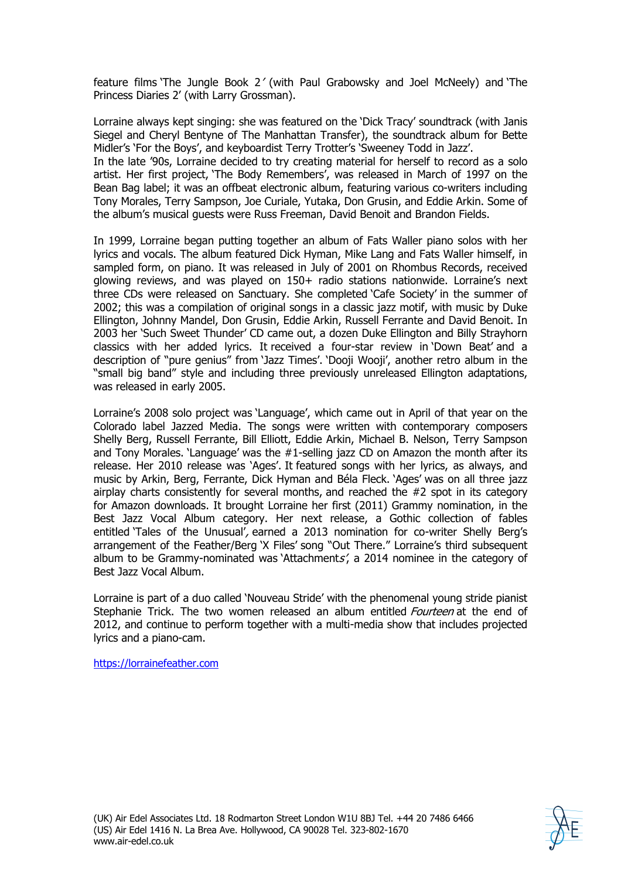feature films 'The Jungle Book 2' (with Paul Grabowsky and Joel McNeely) and 'The Princess Diaries 2' (with Larry Grossman).

Lorraine always kept singing: she was featured on the 'Dick Tracy' soundtrack (with Janis Siegel and Cheryl Bentyne of The Manhattan Transfer), the soundtrack album for Bette Midler's 'For the Boys', and keyboardist Terry Trotter's 'Sweeney Todd in Jazz'.
In the late '90s, Lorraine decided to try creating material for herself to record as a solo artist. Her first project, 'The Body Remembers', was released in March of 1997 on the Bean Bag label; it was an offbeat electronic album, featuring various co-writers including Tony Morales, Terry Sampson, Joe Curiale, Yutaka, Don Grusin, and Eddie Arkin. Some of the album's musical guests were Russ Freeman, David Benoit and Brandon Fields.

In 1999, Lorraine began putting together an album of Fats Waller piano solos with her lyrics and vocals. The album featured Dick Hyman, Mike Lang and Fats Waller himself, in sampled form, on piano. It was released in July of 2001 on Rhombus Records, received glowing reviews, and was played on 150+ radio stations nationwide. Lorraine's next three CDs were released on Sanctuary. She completed 'Cafe Society' in the summer of 2002; this was a compilation of original songs in a classic jazz motif, with music by Duke Ellington, Johnny Mandel, Don Grusin, Eddie Arkin, Russell Ferrante and David Benoit. In 2003 her 'Such Sweet Thunder' CD came out, a dozen Duke Ellington and Billy Strayhorn classics with her added lyrics. It received a four-star review in 'Down Beat' and a description of "pure genius" from 'Jazz Times'. 'Dooji Wooji', another retro album in the "small big band" style and including three previously unreleased Ellington adaptations, was released in early 2005.

Lorraine's 2008 solo project was 'Language', which came out in April of that year on the Colorado label Jazzed Media. The songs were written with contemporary composers Shelly Berg, Russell Ferrante, Bill Elliott, Eddie Arkin, Michael B. Nelson, Terry Sampson and Tony Morales. 'Language' was the #1-selling jazz CD on Amazon the month after its release. Her 2010 release was 'Ages'. It featured songs with her lyrics, as always, and music by Arkin, Berg, Ferrante, Dick Hyman and Béla Fleck. 'Ages' was on all three jazz airplay charts consistently for several months, and reached the #2 spot in its category for Amazon downloads. It brought Lorraine her first (2011) Grammy nomination, in the Best Jazz Vocal Album category. Her next release, a Gothic collection of fables entitled 'Tales of the Unusual', earned a 2013 nomination for co-writer Shelly Berg's arrangement of the Feather/Berg 'X Files' song "Out There." Lorraine's third subsequent album to be Grammy-nominated was '*Attachments*', a 2014 nominee in the category of Best Jazz Vocal Album.

Lorraine is part of a duo called 'Nouveau Stride' with the phenomenal young stride pianist Stephanie Trick. The two women released an album entitled *Fourteen* at the end of 2012, and continue to perform together with a multi-media show that includes projected lyrics and a piano-cam.

https://lorrainefeather.com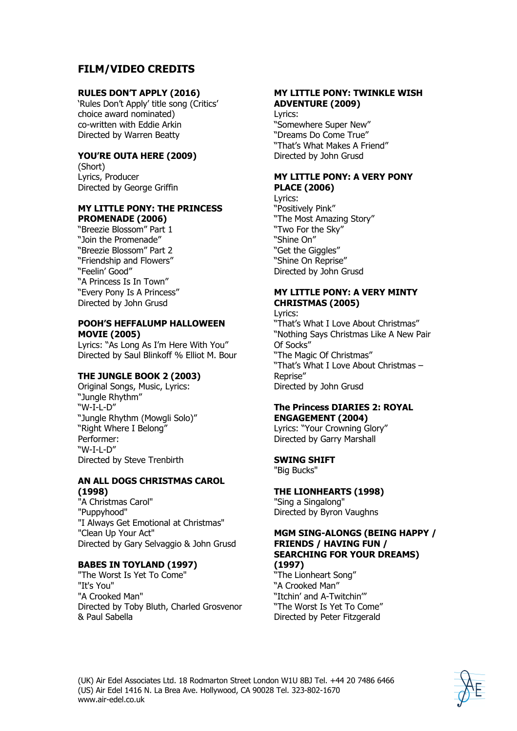## FILM/VIDEO CREDITS

**RULES DON'T APPLY (2016)**
'Rules Don't Apply' title song (Critics' choice award nominated)
co-written with Eddie Arkin
Directed by Warren Beatty

**YOU'RE OUTA HERE (2009)**
(Short)
Lyrics, Producer
Directed by George Griffin

**MY LITTLE PONY: THE PRINCESS PROMENADE (2006)**
"Breezie Blossom" Part 1
"Join the Promenade"
"Breezie Blossom" Part 2
"Friendship and Flowers"
"Feelin' Good"
"A Princess Is In Town"
"Every Pony Is A Princess"
Directed by John Grusd

**POOH'S HEFFALUMP HALLOWEEN MOVIE (2005)**
Lyrics: "As Long As I'm Here With You"
Directed by Saul Blinkoff % Elliot M. Bour

**THE JUNGLE BOOK 2 (2003)**
Original Songs, Music, Lyrics:
"Jungle Rhythm"
"W-I-L-D"
"Jungle Rhythm (Mowgli Solo)"
"Right Where I Belong"
Performer:
"W-I-L-D"
Directed by Steve Trenbirth

**AN ALL DOGS CHRISTMAS CAROL (1998)**
"A Christmas Carol"
"Puppyhood"
"I Always Get Emotional at Christmas"
"Clean Up Your Act"
Directed by Gary Selvaggio & John Grusd

**BABES IN TOYLAND (1997)**
"The Worst Is Yet To Come"
"It's You"
"A Crooked Man"
Directed by Toby Bluth, Charled Grosvenor & Paul Sabella

**MY LITTLE PONY: TWINKLE WISH ADVENTURE (2009)**
Lyrics:
"Somewhere Super New"
"Dreams Do Come True"
"That's What Makes A Friend"
Directed by John Grusd

**MY LITTLE PONY: A VERY PONY PLACE (2006)**
Lyrics:
"Positively Pink"
"The Most Amazing Story"
"Two For the Sky"
"Shine On"
"Get the Giggles"
"Shine On Reprise"
Directed by John Grusd

**MY LITTLE PONY: A VERY MINTY CHRISTMAS (2005)**
Lyrics:
"That's What I Love About Christmas"
"Nothing Says Christmas Like A New Pair Of Socks"
"The Magic Of Christmas"
"That's What I Love About Christmas – Reprise"
Directed by John Grusd

**The Princess DIARIES 2: ROYAL ENGAGEMENT (2004)**
Lyrics: "Your Crowning Glory"
Directed by Garry Marshall

**SWING SHIFT**
"Big Bucks"

**THE LIONHEARTS (1998)**
"Sing a Singalong"
Directed by Byron Vaughns

**MGM SING-ALONGS (BEING HAPPY / FRIENDS / HAVING FUN / SEARCHING FOR YOUR DREAMS) (1997)**
"The Lionheart Song"
"A Crooked Man"
"Itchin' and A-Twitchin'"
"The Worst Is Yet To Come"
Directed by Peter Fitzgerald

(UK) Air Edel Associates Ltd. 18 Rodmarton Street London W1U 8BJ Tel. +44 20 7486 6466
(US) Air Edel 1416 N. La Brea Ave. Hollywood, CA 90028 Tel. 323-802-1670
www.air-edel.co.uk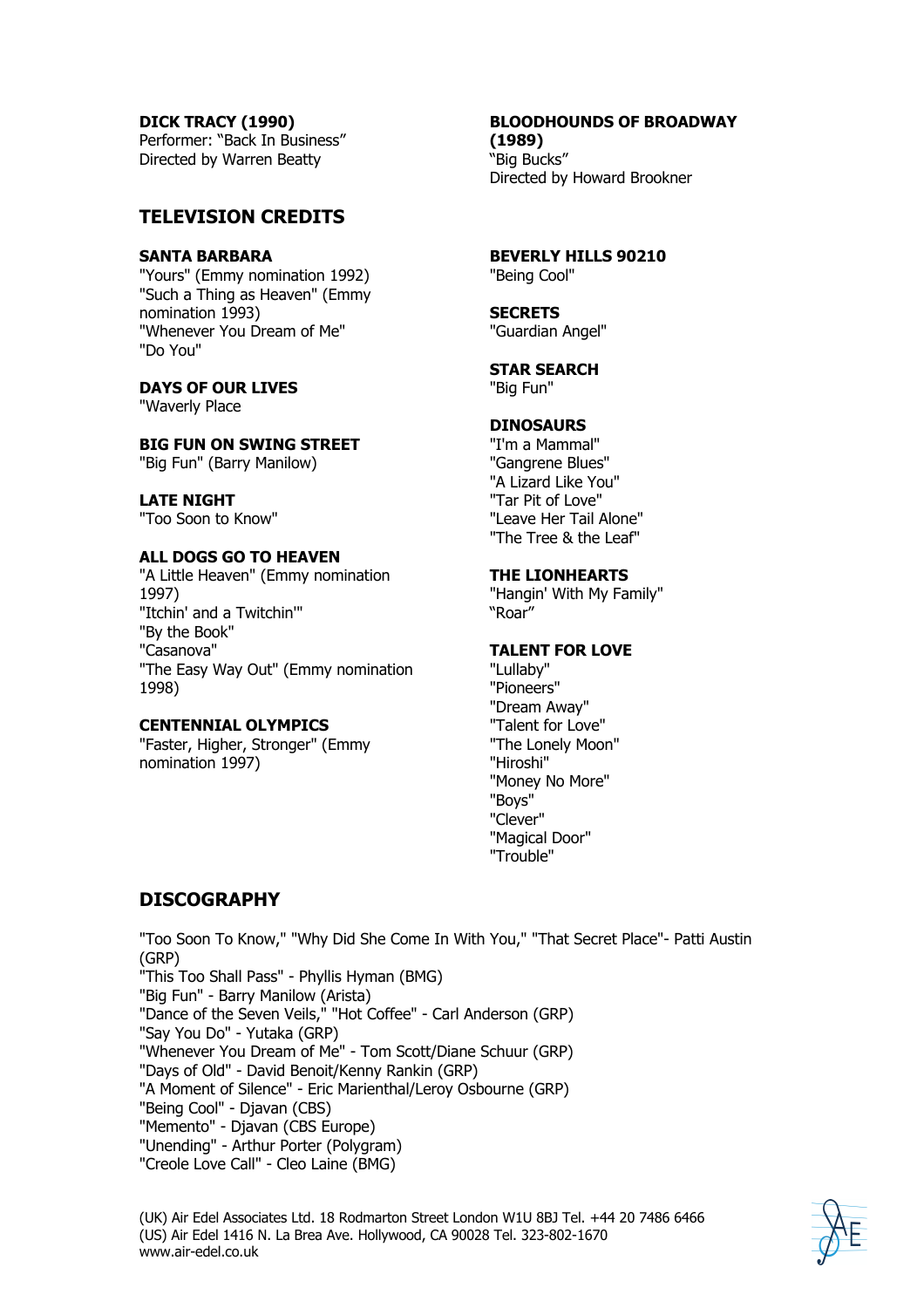**DICK TRACY (1990)**
Performer: "Back In Business"
Directed by Warren Beatty

**BLOODHOUNDS OF BROADWAY (1989)**
"Big Bucks"
Directed by Howard Brookner

## TELEVISION CREDITS

**SANTA BARBARA**
"Yours" (Emmy nomination 1992)
"Such a Thing as Heaven" (Emmy nomination 1993)
"Whenever You Dream of Me"
"Do You"

**DAYS OF OUR LIVES**
"Waverly Place

**BIG FUN ON SWING STREET**
"Big Fun" (Barry Manilow)

**LATE NIGHT**
"Too Soon to Know"

**ALL DOGS GO TO HEAVEN**
"A Little Heaven" (Emmy nomination 1997)
"Itchin' and a Twitchin'"
"By the Book"
"Casanova"
"The Easy Way Out" (Emmy nomination 1998)

**CENTENNIAL OLYMPICS**
"Faster, Higher, Stronger" (Emmy nomination 1997)

**BEVERLY HILLS 90210**
"Being Cool"

**SECRETS**
"Guardian Angel"

**STAR SEARCH**
"Big Fun"

**DINOSAURS**
"I'm a Mammal"
"Gangrene Blues"
"A Lizard Like You"
"Tar Pit of Love"
"Leave Her Tail Alone"
"The Tree & the Leaf"

**THE LIONHEARTS**
"Hangin' With My Family"
"Roar"

**TALENT FOR LOVE**
"Lullaby"
"Pioneers"
"Dream Away"
"Talent for Love"
"The Lonely Moon"
"Hiroshi"
"Money No More"
"Boys"
"Clever"
"Magical Door"
"Trouble"

## DISCOGRAPHY

"Too Soon To Know," "Why Did She Come In With You," "That Secret Place"- Patti Austin (GRP)
"This Too Shall Pass" - Phyllis Hyman (BMG)
"Big Fun" - Barry Manilow (Arista)
"Dance of the Seven Veils," "Hot Coffee" - Carl Anderson (GRP)
"Say You Do" - Yutaka (GRP)
"Whenever You Dream of Me" - Tom Scott/Diane Schuur (GRP)
"Days of Old" - David Benoit/Kenny Rankin (GRP)
"A Moment of Silence" - Eric Marienthal/Leroy Osbourne (GRP)
"Being Cool" - Djavan (CBS)
"Memento" - Djavan (CBS Europe)
"Unending" - Arthur Porter (Polygram)
"Creole Love Call" - Cleo Laine (BMG)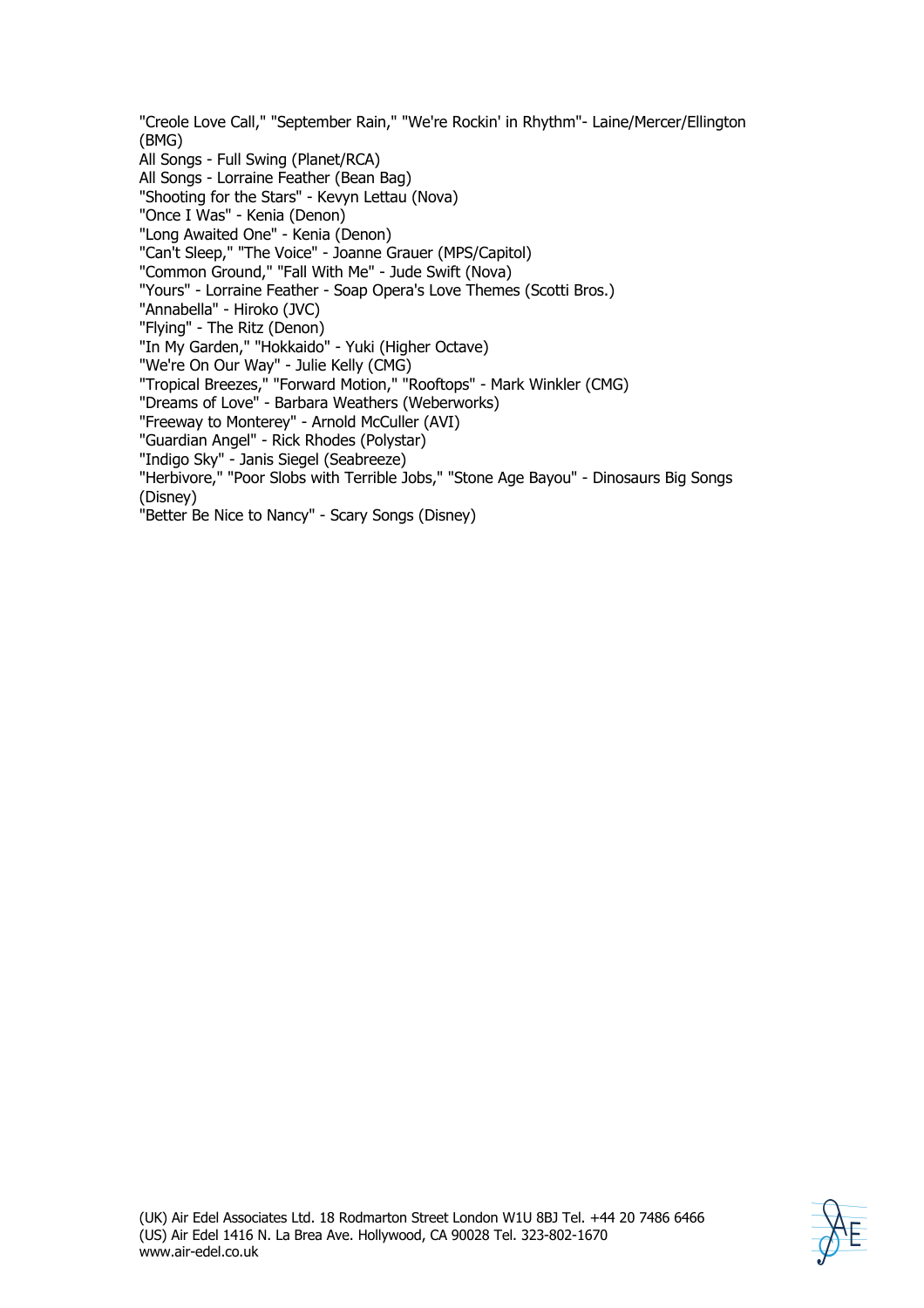"Creole Love Call," "September Rain," "We're Rockin' in Rhythm"- Laine/Mercer/Ellington (BMG)
All Songs - Full Swing (Planet/RCA)
All Songs - Lorraine Feather (Bean Bag)
"Shooting for the Stars" - Kevyn Lettau (Nova)
"Once I Was" - Kenia (Denon)
"Long Awaited One" - Kenia (Denon)
"Can't Sleep," "The Voice" - Joanne Grauer (MPS/Capitol)
"Common Ground," "Fall With Me" - Jude Swift (Nova)
"Yours" - Lorraine Feather - Soap Opera's Love Themes (Scotti Bros.)
"Annabella" - Hiroko (JVC)
"Flying" - The Ritz (Denon)
"In My Garden," "Hokkaido" - Yuki (Higher Octave)
"We're On Our Way" - Julie Kelly (CMG)
"Tropical Breezes," "Forward Motion," "Rooftops" - Mark Winkler (CMG)
"Dreams of Love" - Barbara Weathers (Weberworks)
"Freeway to Monterey" - Arnold McCuller (AVI)
"Guardian Angel" - Rick Rhodes (Polystar)
"Indigo Sky" - Janis Siegel (Seabreeze)
"Herbivore," "Poor Slobs with Terrible Jobs," "Stone Age Bayou" - Dinosaurs Big Songs (Disney)
"Better Be Nice to Nancy" - Scary Songs (Disney)